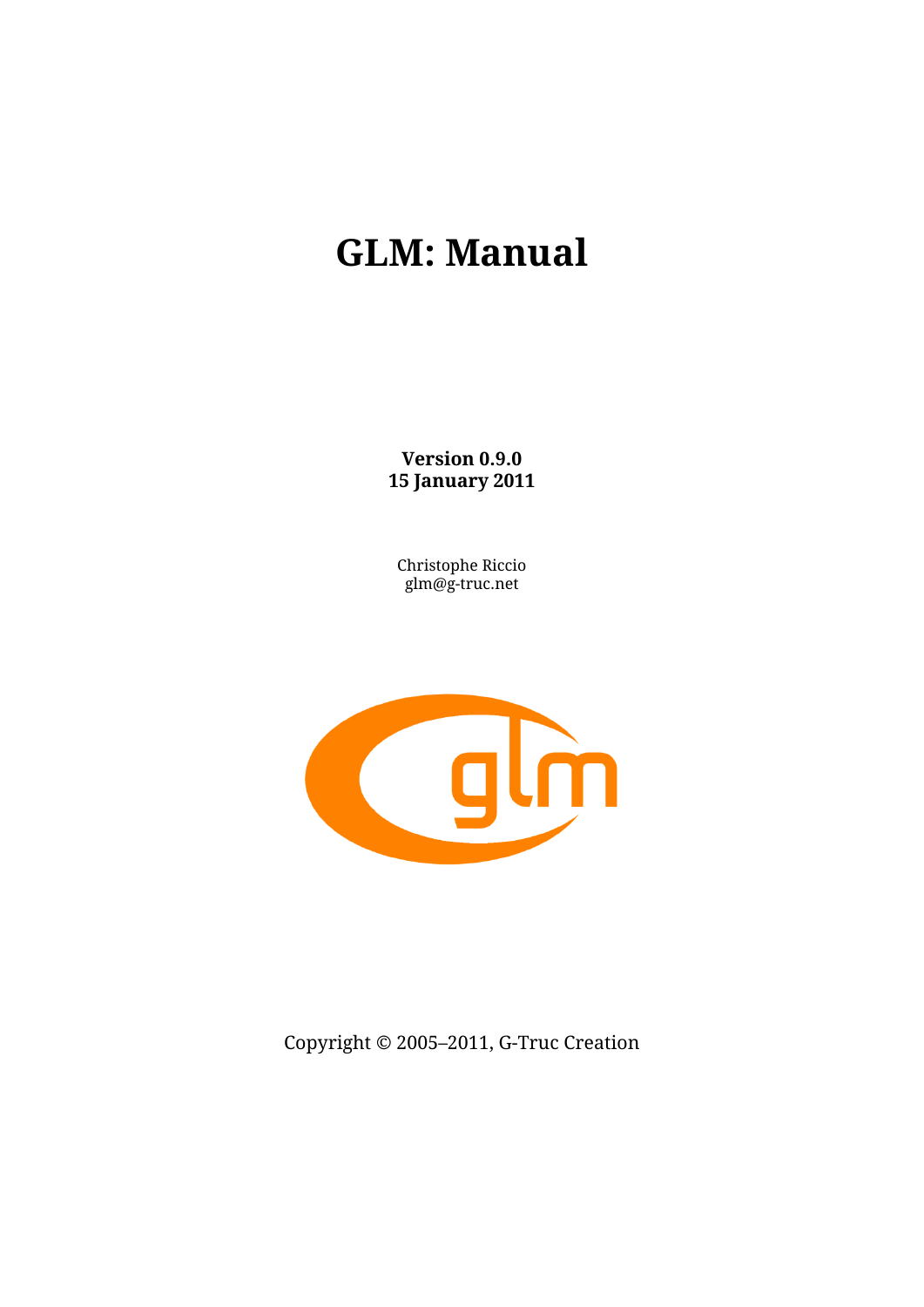# GLM: Manual

**Version 0.9.0**
**15 January 2011**

Christophe Riccio
glm@g-truc.net

Copyright © 2005–2011, G-Truc Creation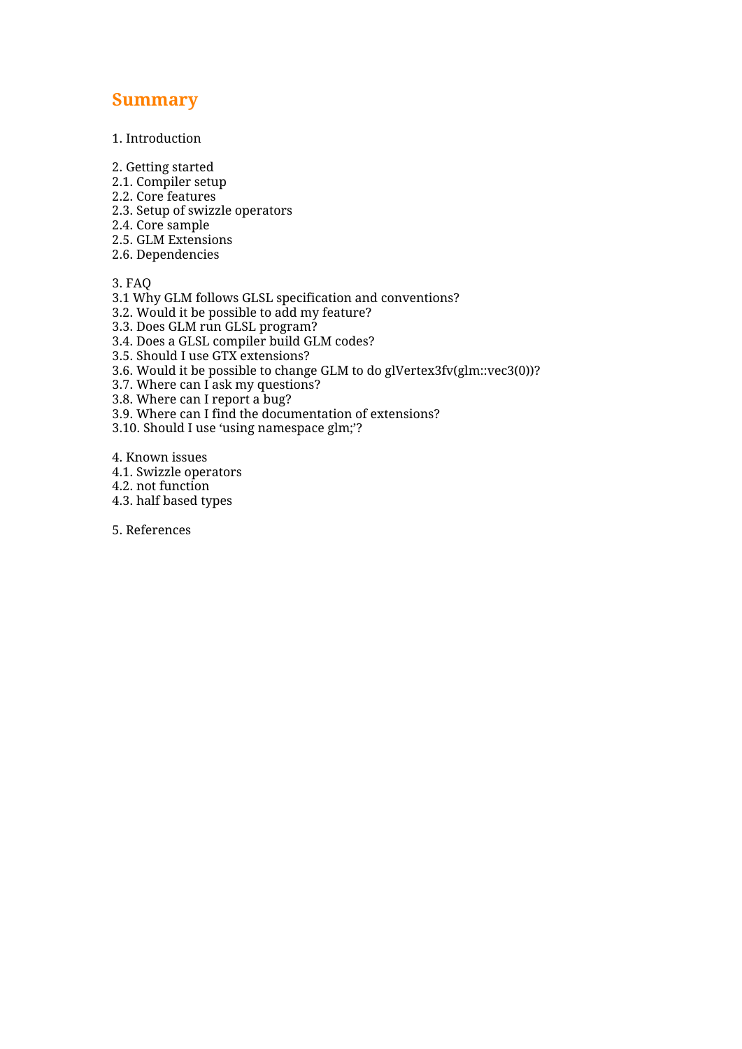# Summary

1. Introduction

2. Getting started
2.1. Compiler setup
2.2. Core features
2.3. Setup of swizzle operators
2.4. Core sample
2.5. GLM Extensions
2.6. Dependencies

3. FAQ
3.1 Why GLM follows GLSL specification and conventions?
3.2. Would it be possible to add my feature?
3.3. Does GLM run GLSL program?
3.4. Does a GLSL compiler build GLM codes?
3.5. Should I use GTX extensions?
3.6. Would it be possible to change GLM to do glVertex3fv(glm::vec3(0))?
3.7. Where can I ask my questions?
3.8. Where can I report a bug?
3.9. Where can I find the documentation of extensions?
3.10. Should I use 'using namespace glm;'?

4. Known issues
4.1. Swizzle operators
4.2. not function
4.3. half based types

5. References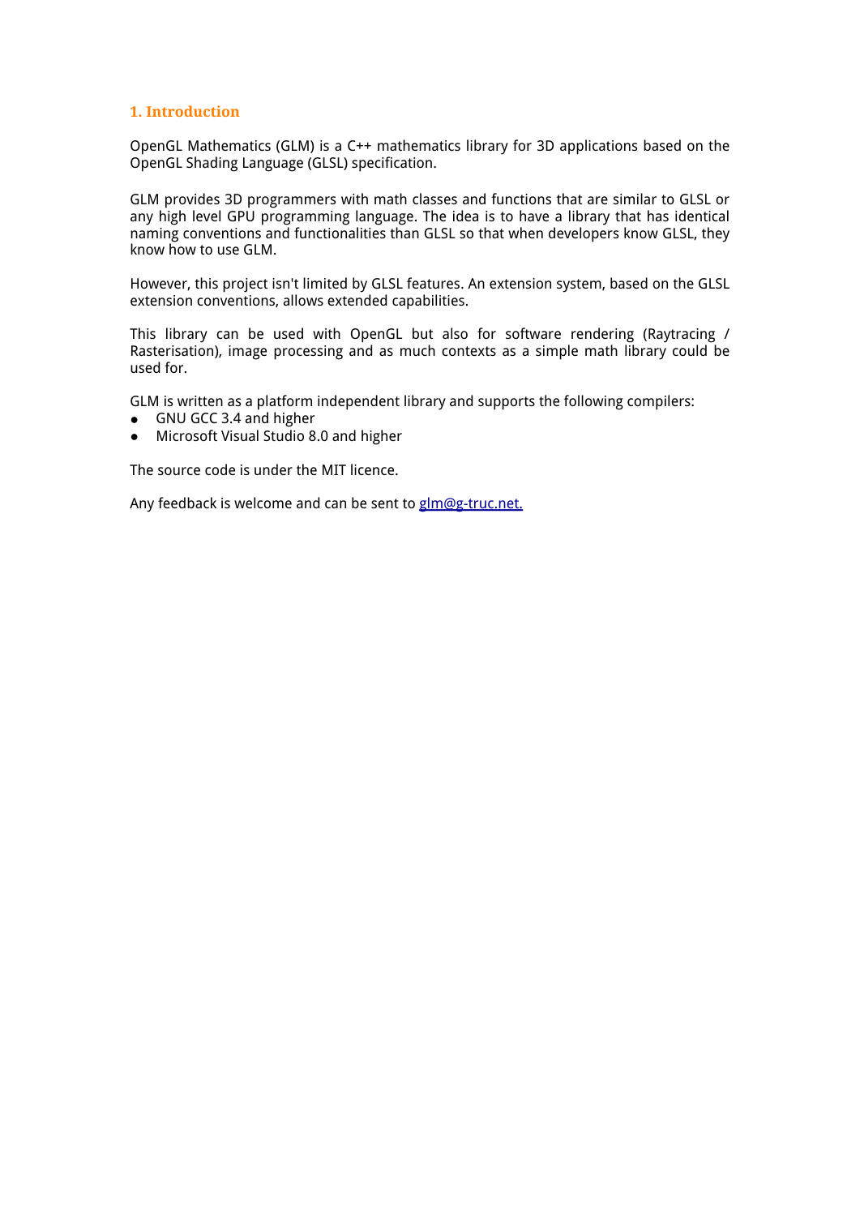## 1. Introduction

OpenGL Mathematics (GLM) is a C++ mathematics library for 3D applications based on the OpenGL Shading Language (GLSL) specification.

GLM provides 3D programmers with math classes and functions that are similar to GLSL or any high level GPU programming language. The idea is to have a library that has identical naming conventions and functionalities than GLSL so that when developers know GLSL, they know how to use GLM.

However, this project isn't limited by GLSL features. An extension system, based on the GLSL extension conventions, allows extended capabilities.

This library can be used with OpenGL but also for software rendering (Raytracing / Rasterisation), image processing and as much contexts as a simple math library could be used for.

GLM is written as a platform independent library and supports the following compilers:

- GNU GCC 3.4 and higher
- Microsoft Visual Studio 8.0 and higher

The source code is under the MIT licence.

Any feedback is welcome and can be sent to glm@g-truc.net.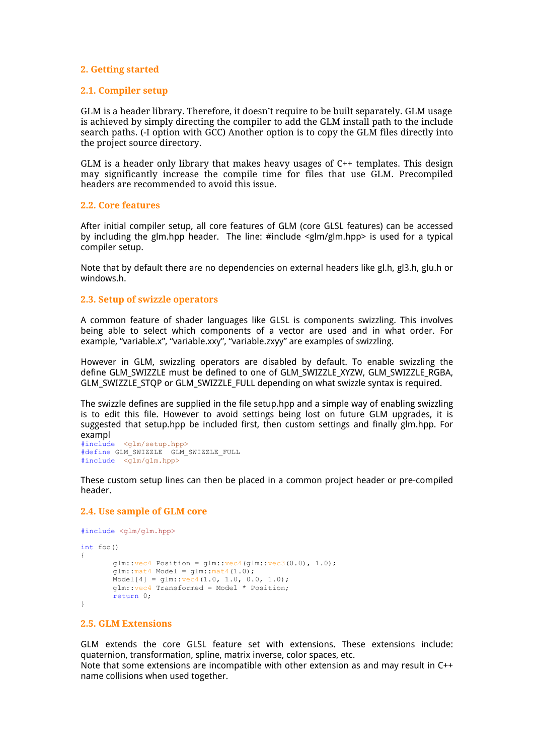## 2. Getting started

### 2.1. Compiler setup

GLM is a header library. Therefore, it doesn't require to be built separately. GLM usage is achieved by simply directing the compiler to add the GLM install path to the include search paths. (-I option with GCC) Another option is to copy the GLM files directly into the project source directory.

GLM is a header only library that makes heavy usages of C++ templates. This design may significantly increase the compile time for files that use GLM. Precompiled headers are recommended to avoid this issue.

### 2.2. Core features

After initial compiler setup, all core features of GLM (core GLSL features) can be accessed by including the glm.hpp header. The line: #include <glm/glm.hpp> is used for a typical compiler setup.

Note that by default there are no dependencies on external headers like gl.h, gl3.h, glu.h or windows.h.

### 2.3. Setup of swizzle operators

A common feature of shader languages like GLSL is components swizzling. This involves being able to select which components of a vector are used and in what order. For example, "variable.x", "variable.xxy", "variable.zxyy" are examples of swizzling.

However in GLM, swizzling operators are disabled by default. To enable swizzling the define GLM_SWIZZLE must be defined to one of GLM_SWIZZLE_XYZW, GLM_SWIZZLE_RGBA, GLM_SWIZZLE_STQP or GLM_SWIZZLE_FULL depending on what swizzle syntax is required.

The swizzle defines are supplied in the file setup.hpp and a simple way of enabling swizzling is to edit this file. However to avoid settings being lost on future GLM upgrades, it is suggested that setup.hpp be included first, then custom settings and finally glm.hpp. For exampl

```
#include  <glm/setup.hpp>
#define GLM_SWIZZLE  GLM_SWIZZLE_FULL
#include  <glm/glm.hpp>
```

These custom setup lines can then be placed in a common project header or pre-compiled header.

### 2.4. Use sample of GLM core

```
#include <glm/glm.hpp>

int foo()
{
        glm::vec4 Position = glm::vec4(glm::vec3(0.0), 1.0);
        glm::mat4 Model = glm::mat4(1.0);
        Model[4] = glm::vec4(1.0, 1.0, 0.0, 1.0);
        glm::vec4 Transformed = Model * Position;
        return 0;
}
```

### 2.5. GLM Extensions

GLM extends the core GLSL feature set with extensions. These extensions include: quaternion, transformation, spline, matrix inverse, color spaces, etc.
Note that some extensions are incompatible with other extension as and may result in C++ name collisions when used together.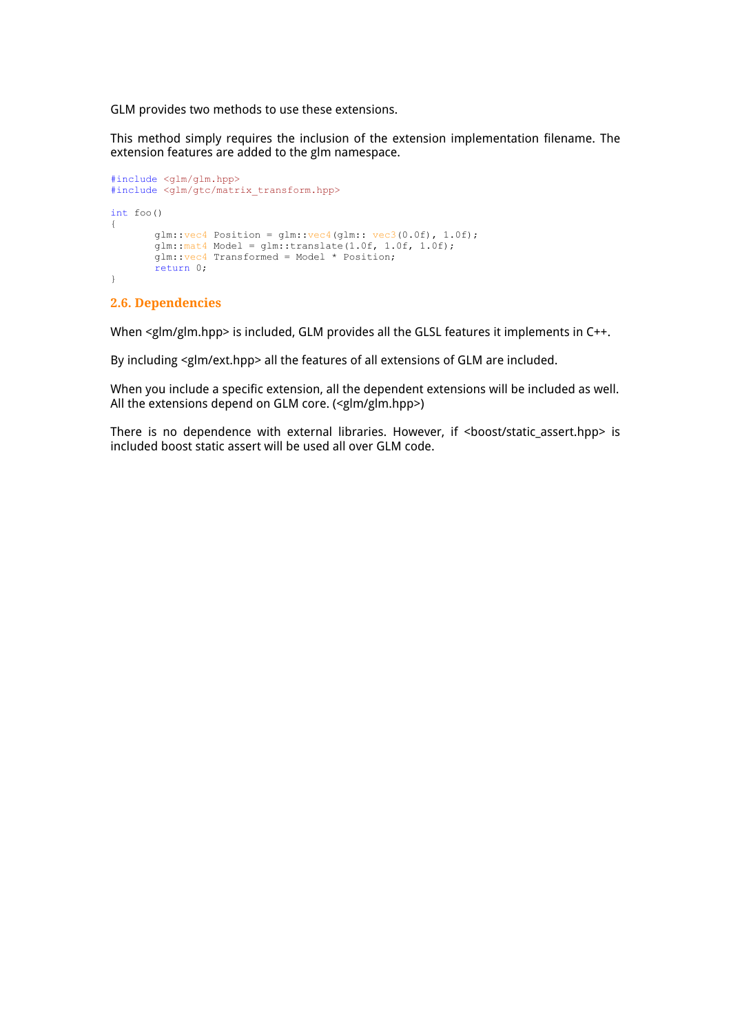GLM provides two methods to use these extensions.

This method simply requires the inclusion of the extension implementation filename. The extension features are added to the glm namespace.

```
#include <glm/glm.hpp>
#include <glm/gtc/matrix_transform.hpp>

int foo()
{
	glm::vec4 Position = glm::vec4(glm:: vec3(0.0f), 1.0f);
	glm::mat4 Model = glm::translate(1.0f, 1.0f, 1.0f);
	glm::vec4 Transformed = Model * Position;
	return 0;
}
```

## 2.6. Dependencies

When <glm/glm.hpp> is included, GLM provides all the GLSL features it implements in C++.

By including <glm/ext.hpp> all the features of all extensions of GLM are included.

When you include a specific extension, all the dependent extensions will be included as well. All the extensions depend on GLM core. (<glm/glm.hpp>)

There is no dependence with external libraries. However, if <boost/static_assert.hpp> is included boost static assert will be used all over GLM code.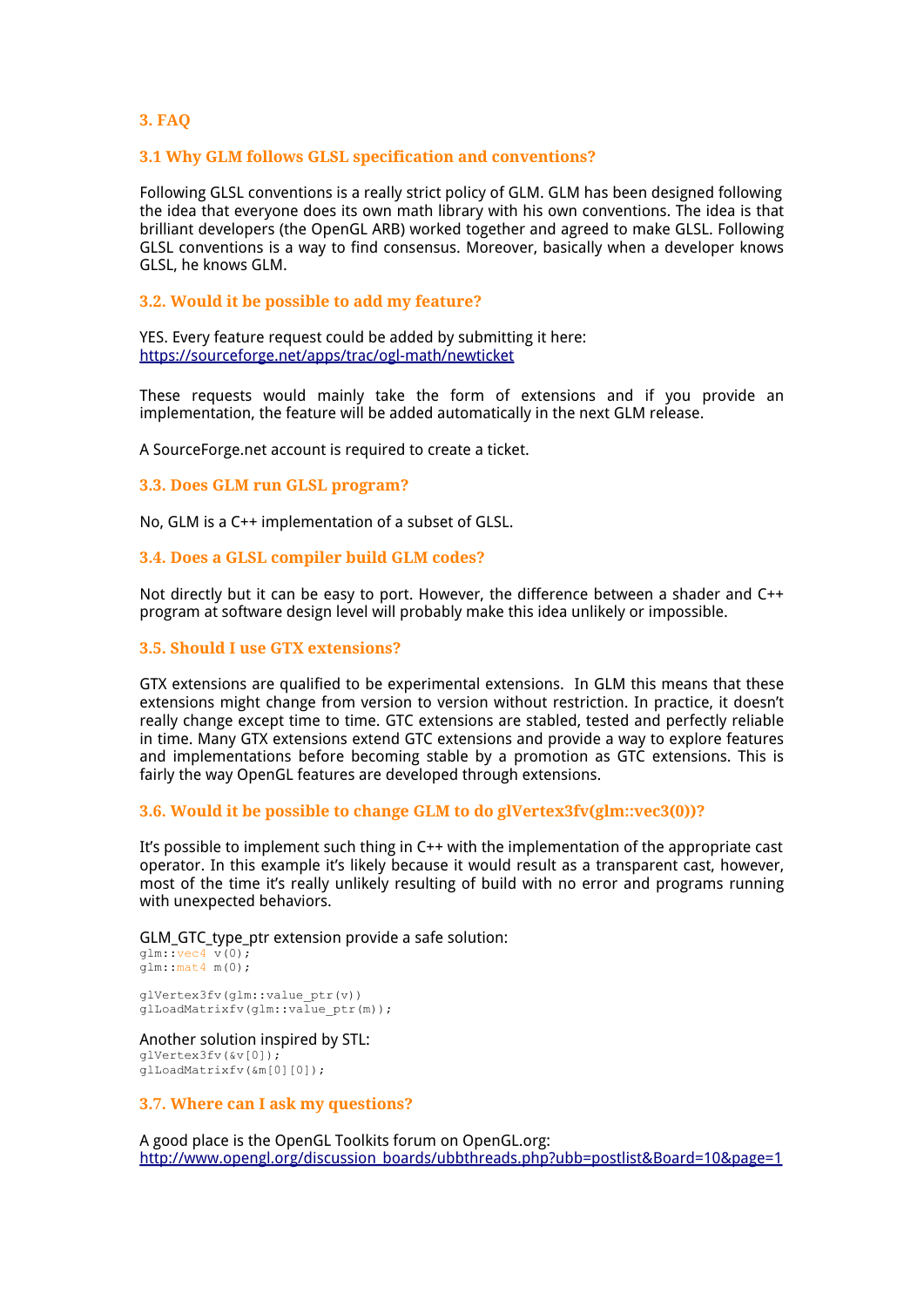## 3. FAQ

### 3.1 Why GLM follows GLSL specification and conventions?

Following GLSL conventions is a really strict policy of GLM. GLM has been designed following the idea that everyone does its own math library with his own conventions. The idea is that brilliant developers (the OpenGL ARB) worked together and agreed to make GLSL. Following GLSL conventions is a way to find consensus. Moreover, basically when a developer knows GLSL, he knows GLM.

### 3.2. Would it be possible to add my feature?

YES. Every feature request could be added by submitting it here:
[https://sourceforge.net/apps/trac/ogl-math/newticket](https://sourceforge.net/apps/trac/ogl-math/newticket)

These requests would mainly take the form of extensions and if you provide an implementation, the feature will be added automatically in the next GLM release.

A SourceForge.net account is required to create a ticket.

### 3.3. Does GLM run GLSL program?

No, GLM is a C++ implementation of a subset of GLSL.

### 3.4. Does a GLSL compiler build GLM codes?

Not directly but it can be easy to port. However, the difference between a shader and C++ program at software design level will probably make this idea unlikely or impossible.

### 3.5. Should I use GTX extensions?

GTX extensions are qualified to be experimental extensions. In GLM this means that these extensions might change from version to version without restriction. In practice, it doesn't really change except time to time. GTC extensions are stabled, tested and perfectly reliable in time. Many GTX extensions extend GTC extensions and provide a way to explore features and implementations before becoming stable by a promotion as GTC extensions. This is fairly the way OpenGL features are developed through extensions.

### 3.6. Would it be possible to change GLM to do glVertex3fv(glm::vec3(0))?

It's possible to implement such thing in C++ with the implementation of the appropriate cast operator. In this example it's likely because it would result as a transparent cast, however, most of the time it's really unlikely resulting of build with no error and programs running with unexpected behaviors.

GLM_GTC_type_ptr extension provide a safe solution:

```
glm::vec4 v(0);
glm::mat4 m(0);

glVertex3fv(glm::value_ptr(v))
glLoadMatrixfv(glm::value_ptr(m));
```

Another solution inspired by STL:

```
glVertex3fv(&v[0]);
glLoadMatrixfv(&m[0][0]);
```

### 3.7. Where can I ask my questions?

A good place is the OpenGL Toolkits forum on OpenGL.org:
[http://www.opengl.org/discussion_boards/ubbthreads.php?ubb=postlist&Board=10&page=1](http://www.opengl.org/discussion_boards/ubbthreads.php?ubb=postlist&Board=10&page=1)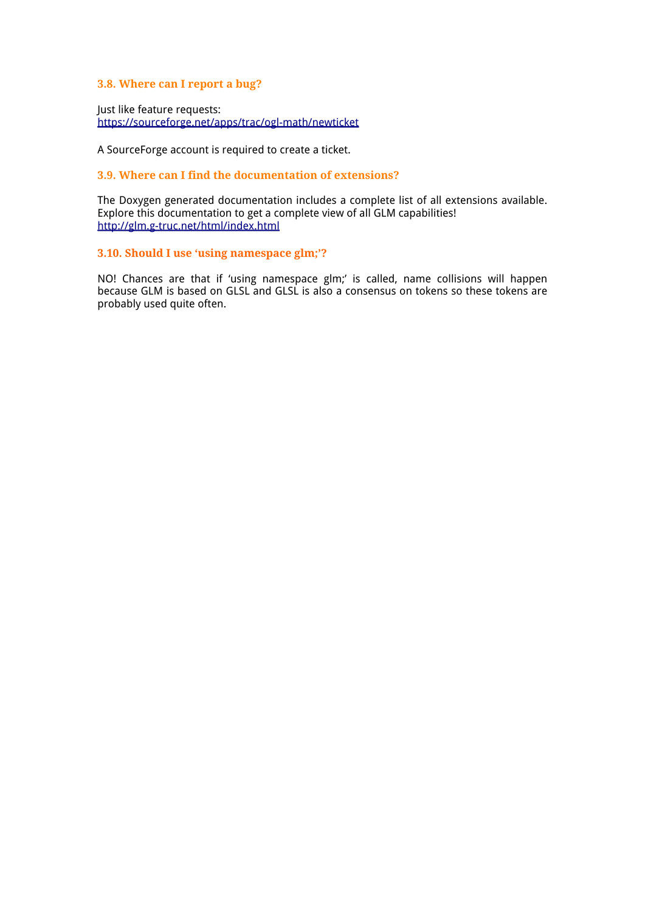### 3.8. Where can I report a bug?

Just like feature requests:
https://sourceforge.net/apps/trac/ogl-math/newticket

A SourceForge account is required to create a ticket.

### 3.9. Where can I find the documentation of extensions?

The Doxygen generated documentation includes a complete list of all extensions available. Explore this documentation to get a complete view of all GLM capabilities!
http://glm.g-truc.net/html/index.html

### 3.10. Should I use 'using namespace glm;'?

NO! Chances are that if 'using namespace glm;' is called, name collisions will happen because GLM is based on GLSL and GLSL is also a consensus on tokens so these tokens are probably used quite often.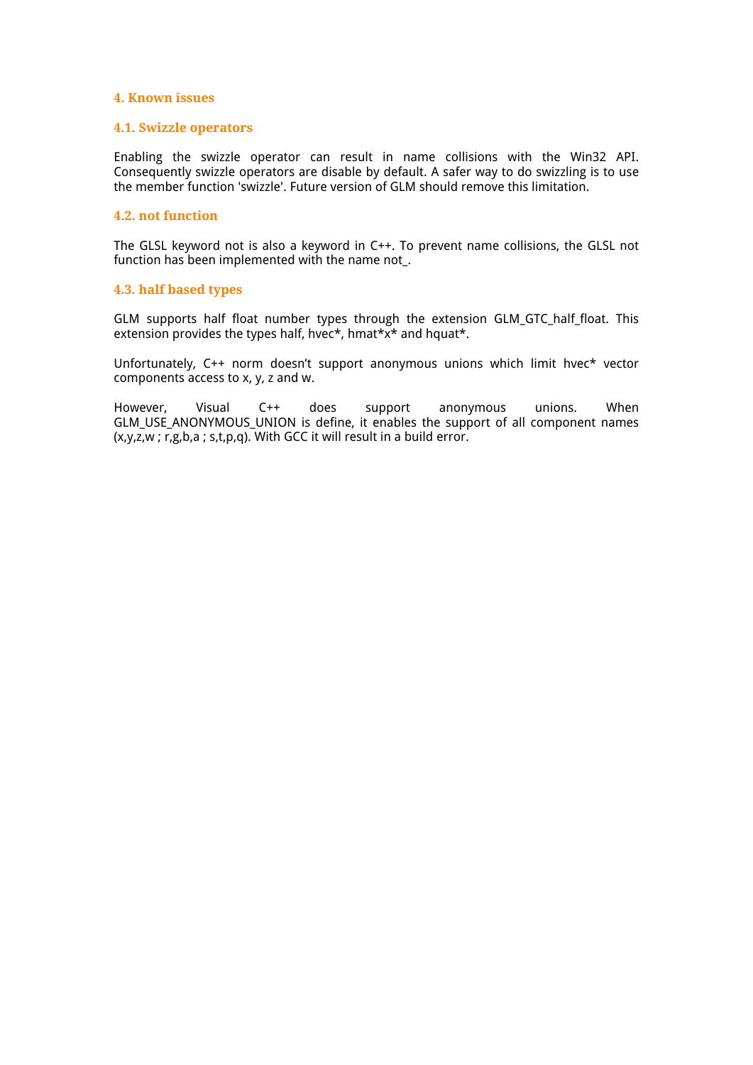## 4. Known issues

### 4.1. Swizzle operators

Enabling the swizzle operator can result in name collisions with the Win32 API. Consequently swizzle operators are disable by default. A safer way to do swizzling is to use the member function 'swizzle'. Future version of GLM should remove this limitation.

### 4.2. not function

The GLSL keyword not is also a keyword in C++. To prevent name collisions, the GLSL not function has been implemented with the name not_.

### 4.3. half based types

GLM supports half float number types through the extension GLM_GTC_half_float. This extension provides the types half, hvec*, hmat*x* and hquat*.

Unfortunately, C++ norm doesn't support anonymous unions which limit hvec* vector components access to x, y, z and w.

However, Visual C++ does support anonymous unions. When GLM_USE_ANONYMOUS_UNION is define, it enables the support of all component names (x,y,z,w ; r,g,b,a ; s,t,p,q). With GCC it will result in a build error.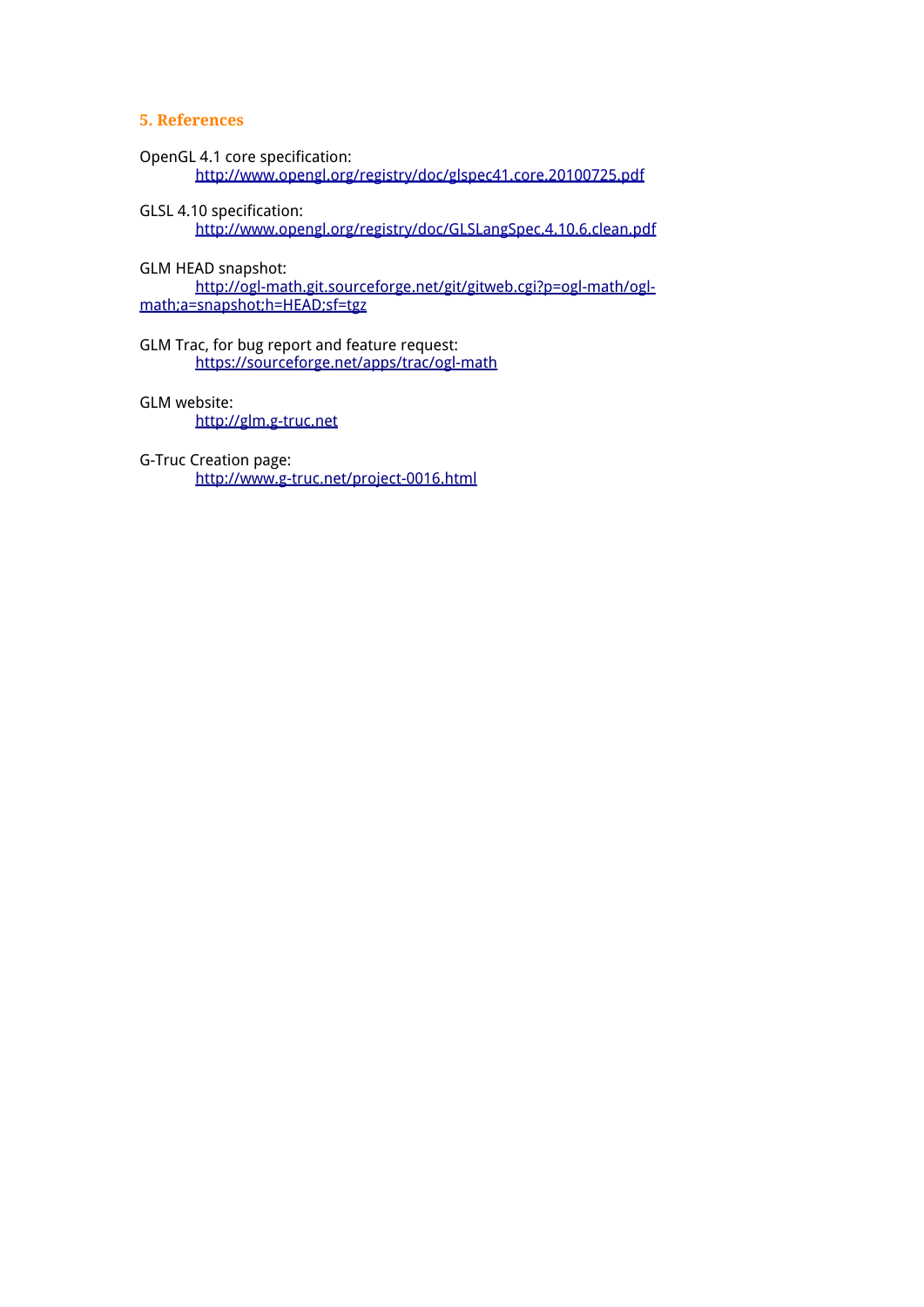## 5. References

OpenGL 4.1 core specification:
    http://www.opengl.org/registry/doc/glspec41.core.20100725.pdf

GLSL 4.10 specification:
    http://www.opengl.org/registry/doc/GLSLangSpec.4.10.6.clean.pdf

GLM HEAD snapshot:
    http://ogl-math.git.sourceforge.net/git/gitweb.cgi?p=ogl-math/ogl-math;a=snapshot;h=HEAD;sf=tgz

GLM Trac, for bug report and feature request:
    https://sourceforge.net/apps/trac/ogl-math

GLM website:
    http://glm.g-truc.net

G-Truc Creation page:
    http://www.g-truc.net/project-0016.html